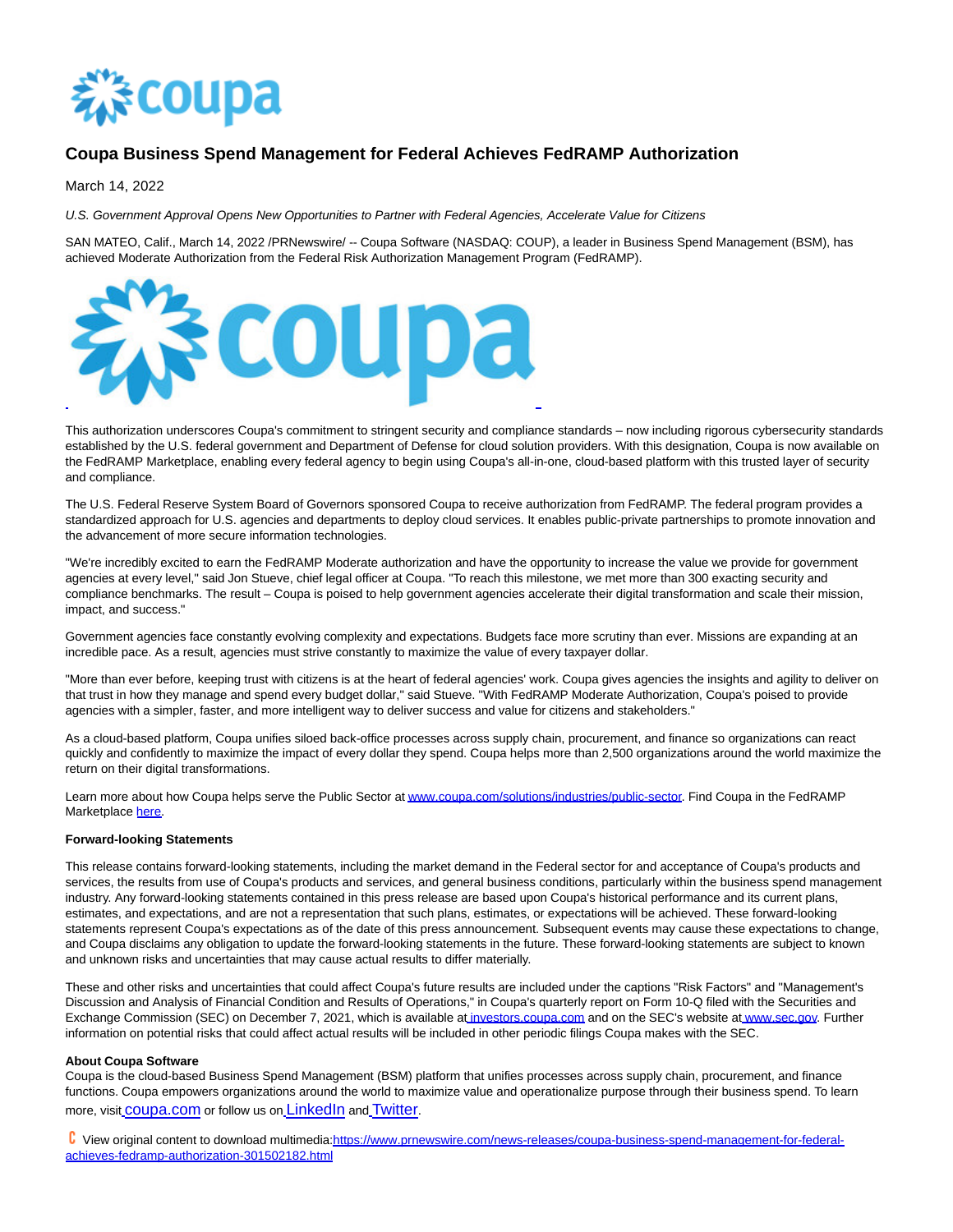# Coupa Business Spend Management for Federal Achieves FedRAMP Authorization

March 14, 2022

*U.S. Government Approval Opens New Opportunities to Partner with Federal Agencies, Accelerate Value for Citizens*

SAN MATEO, Calif., March 14, 2022 /PRNewswire/ -- Coupa Software (NASDAQ: COUP), a leader in Business Spend Management (BSM), has achieved Moderate Authorization from the Federal Risk Authorization Management Program (FedRAMP).

This authorization underscores Coupa's commitment to stringent security and compliance standards – now including rigorous cybersecurity standards established by the U.S. federal government and Department of Defense for cloud solution providers. With this designation, Coupa is now available on the FedRAMP Marketplace, enabling every federal agency to begin using Coupa's all-in-one, cloud-based platform with this trusted layer of security and compliance.

The U.S. Federal Reserve System Board of Governors sponsored Coupa to receive authorization from FedRAMP. The federal program provides a standardized approach for U.S. agencies and departments to deploy cloud services. It enables public-private partnerships to promote innovation and the advancement of more secure information technologies.

"We're incredibly excited to earn the FedRAMP Moderate authorization and have the opportunity to increase the value we provide for government agencies at every level," said Jon Stueve, chief legal officer at Coupa. "To reach this milestone, we met more than 300 exacting security and compliance benchmarks. The result – Coupa is poised to help government agencies accelerate their digital transformation and scale their mission, impact, and success."

Government agencies face constantly evolving complexity and expectations. Budgets face more scrutiny than ever. Missions are expanding at an incredible pace. As a result, agencies must strive constantly to maximize the value of every taxpayer dollar.

"More than ever before, keeping trust with citizens is at the heart of federal agencies' work. Coupa gives agencies the insights and agility to deliver on that trust in how they manage and spend every budget dollar," said Stueve. "With FedRAMP Moderate Authorization, Coupa's poised to provide agencies with a simpler, faster, and more intelligent way to deliver success and value for citizens and stakeholders."

As a cloud-based platform, Coupa unifies siloed back-office processes across supply chain, procurement, and finance so organizations can react quickly and confidently to maximize the impact of every dollar they spend. Coupa helps more than 2,500 organizations around the world maximize the return on their digital transformations.

Learn more about how Coupa helps serve the Public Sector at www.coupa.com/solutions/industries/public-sector. Find Coupa in the FedRAMP Marketplace here.

**Forward-looking Statements**

This release contains forward-looking statements, including the market demand in the Federal sector for and acceptance of Coupa's products and services, the results from use of Coupa's products and services, and general business conditions, particularly within the business spend management industry. Any forward-looking statements contained in this press release are based upon Coupa's historical performance and its current plans, estimates, and expectations, and are not a representation that such plans, estimates, or expectations will be achieved. These forward-looking statements represent Coupa's expectations as of the date of this press announcement. Subsequent events may cause these expectations to change, and Coupa disclaims any obligation to update the forward-looking statements in the future. These forward-looking statements are subject to known and unknown risks and uncertainties that may cause actual results to differ materially.

These and other risks and uncertainties that could affect Coupa's future results are included under the captions "Risk Factors" and "Management's Discussion and Analysis of Financial Condition and Results of Operations," in Coupa's quarterly report on Form 10-Q filed with the Securities and Exchange Commission (SEC) on December 7, 2021, which is available at investors.coupa.com and on the SEC's website at www.sec.gov. Further information on potential risks that could affect actual results will be included in other periodic filings Coupa makes with the SEC.

**About Coupa Software**

Coupa is the cloud-based Business Spend Management (BSM) platform that unifies processes across supply chain, procurement, and finance functions. Coupa empowers organizations around the world to maximize value and operationalize purpose through their business spend. To learn more, visit coupa.com or follow us on LinkedIn and Twitter.

View original content to download multimedia:https://www.prnewswire.com/news-releases/coupa-business-spend-management-for-federal-achieves-fedramp-authorization-301502182.html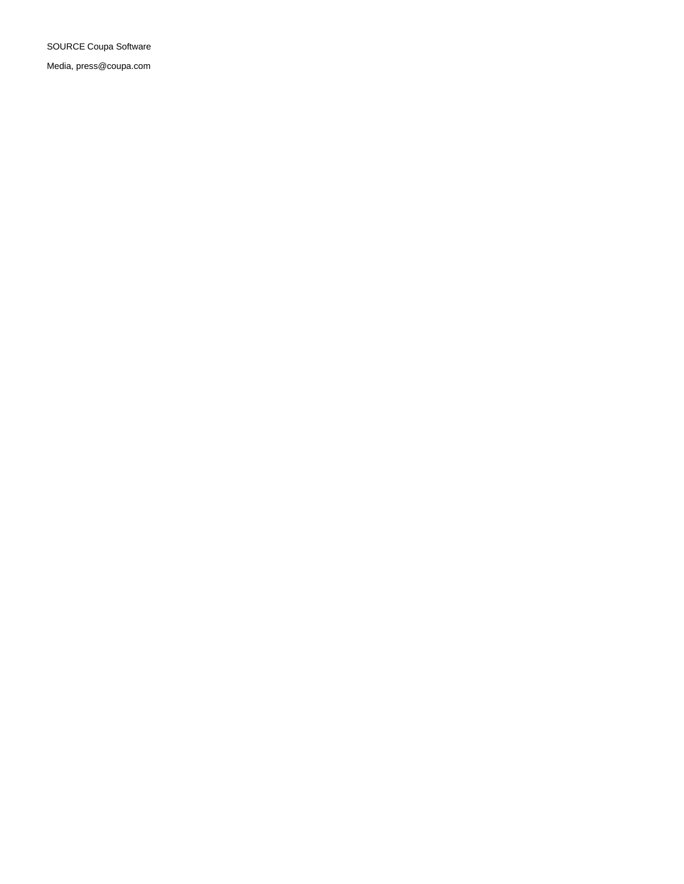SOURCE Coupa Software

Media, press@coupa.com